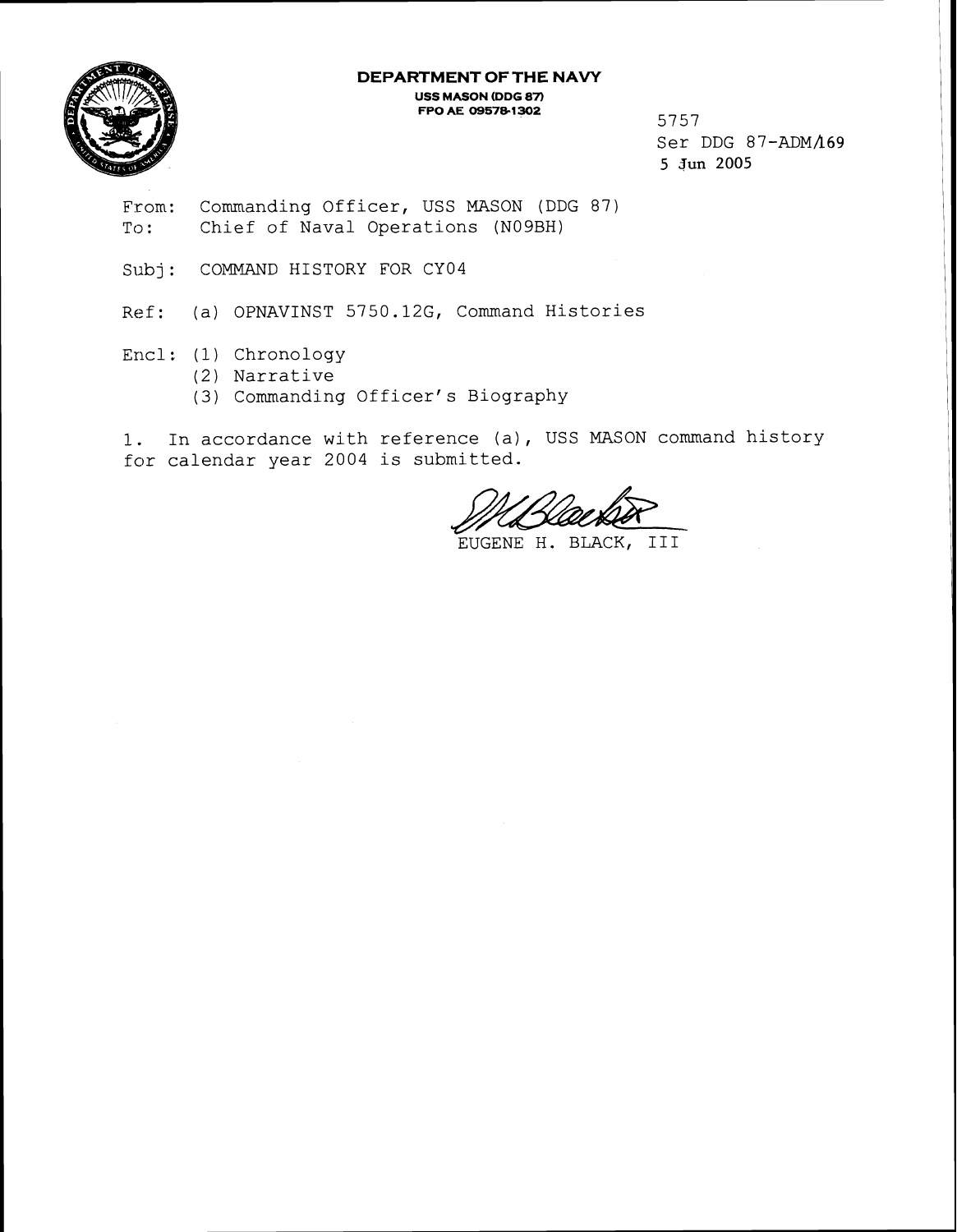**DEPARTMENT OF THE NAVY**
**USS MASON (DDG 87)**
**FPO AE 09578-1302**

5757
Ser DDG 87-ADM/169
5 Jun 2005

From: Commanding Officer, USS MASON (DDG 87)
To: Chief of Naval Operations (N09BH)

Subj: COMMAND HISTORY FOR CY04

Ref: (a) OPNAVINST 5750.12G, Command Histories

Encl: (1) Chronology
(2) Narrative
(3) Commanding Officer's Biography

1. In accordance with reference (a), USS MASON command history for calendar year 2004 is submitted.

EUGENE H. BLACK, III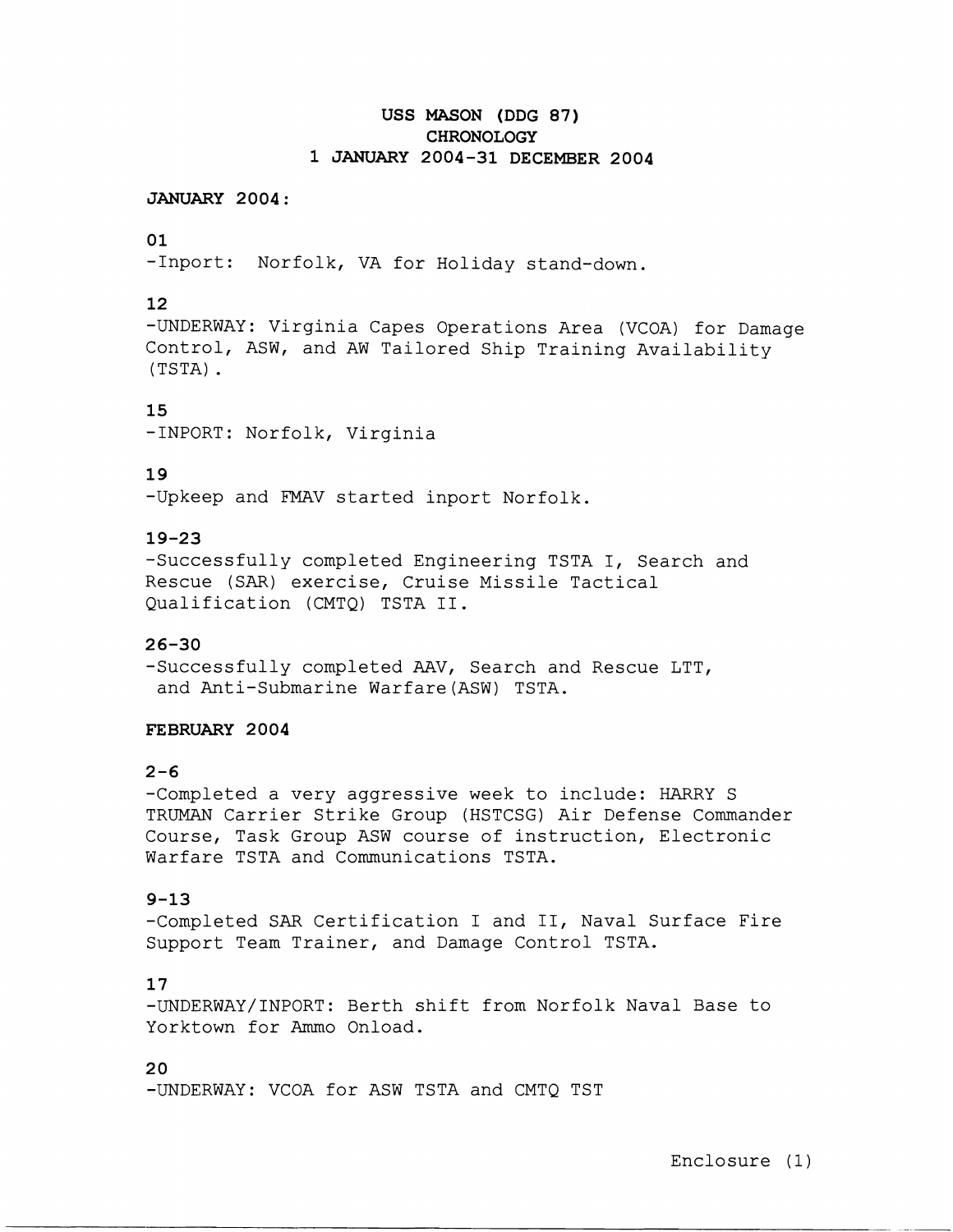# USS MASON (DDG 87)
## CHRONOLOGY
## 1 JANUARY 2004-31 DECEMBER 2004

**JANUARY 2004:**

**01**
-Inport: Norfolk, VA for Holiday stand-down.

**12**
-UNDERWAY: Virginia Capes Operations Area (VCOA) for Damage Control, ASW, and AW Tailored Ship Training Availability (TSTA).

**15**
-INPORT: Norfolk, Virginia

**19**
-Upkeep and FMAV started inport Norfolk.

**19-23**
-Successfully completed Engineering TSTA I, Search and Rescue (SAR) exercise, Cruise Missile Tactical Qualification (CMTQ) TSTA II.

**26-30**
-Successfully completed AAV, Search and Rescue LTT, and Anti-Submarine Warfare(ASW) TSTA.

**FEBRUARY 2004**

**2-6**
-Completed a very aggressive week to include: HARRY S TRUMAN Carrier Strike Group (HSTCSG) Air Defense Commander Course, Task Group ASW course of instruction, Electronic Warfare TSTA and Communications TSTA.

**9-13**
-Completed SAR Certification I and II, Naval Surface Fire Support Team Trainer, and Damage Control TSTA.

**17**
-UNDERWAY/INPORT: Berth shift from Norfolk Naval Base to Yorktown for Ammo Onload.

**20**
-UNDERWAY: VCOA for ASW TSTA and CMTQ TST

Enclosure (1)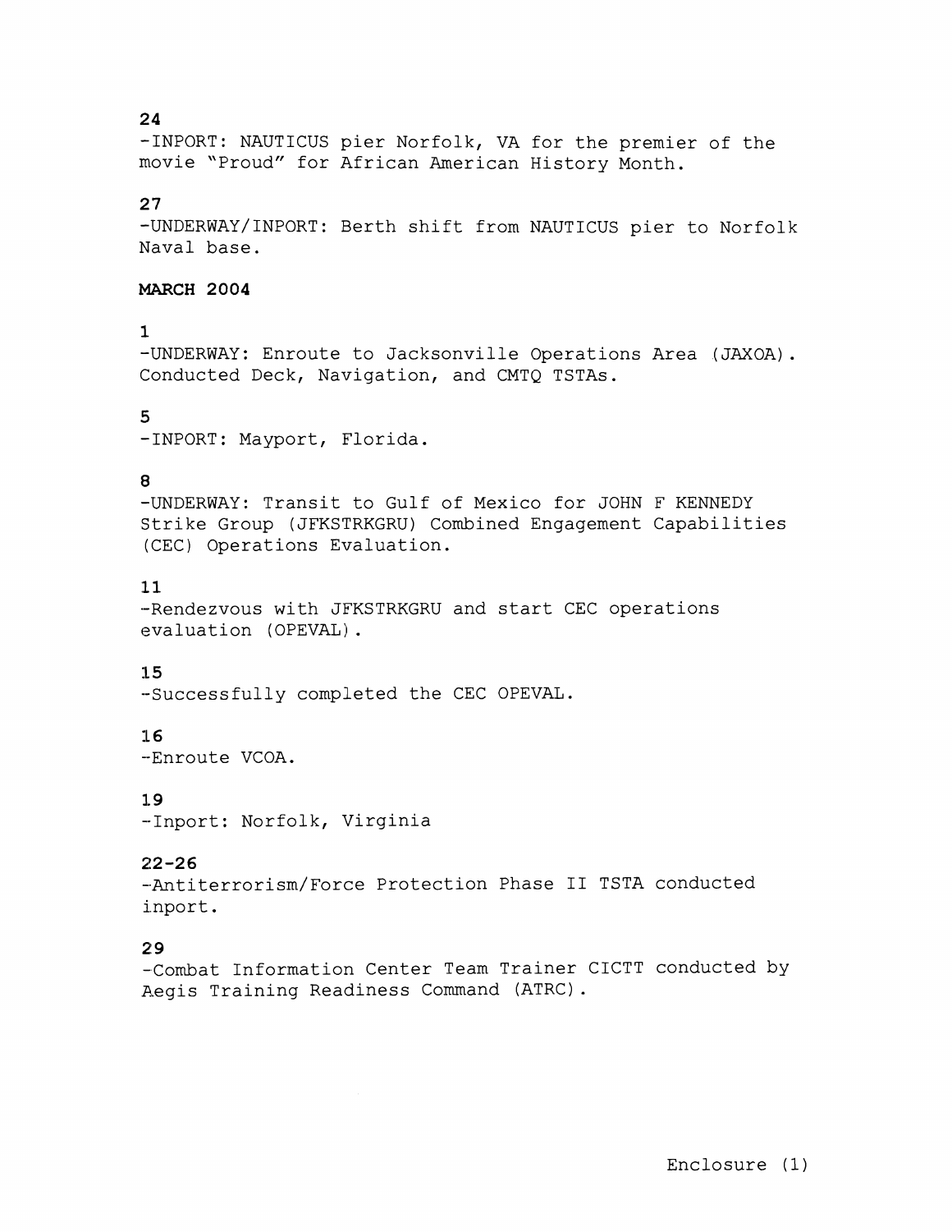**24**
-INPORT: NAUTICUS pier Norfolk, VA for the premier of the movie "Proud" for African American History Month.

**27**
-UNDERWAY/INPORT: Berth shift from NAUTICUS pier to Norfolk Naval base.

**MARCH 2004**

**1**
-UNDERWAY: Enroute to Jacksonville Operations Area (JAXOA). Conducted Deck, Navigation, and CMTQ TSTAs.

**5**
-INPORT: Mayport, Florida.

**8**
-UNDERWAY: Transit to Gulf of Mexico for JOHN F KENNEDY Strike Group (JFKSTRKGRU) Combined Engagement Capabilities (CEC) Operations Evaluation.

**11**
-Rendezvous with JFKSTRKGRU and start CEC operations evaluation (OPEVAL).

**15**
-Successfully completed the CEC OPEVAL.

**16**
-Enroute VCOA.

**19**
-Inport: Norfolk, Virginia

**22-26**
-Antiterrorism/Force Protection Phase II TSTA conducted inport.

**29**
-Combat Information Center Team Trainer CICTT conducted by Aegis Training Readiness Command (ATRC).

Enclosure (1)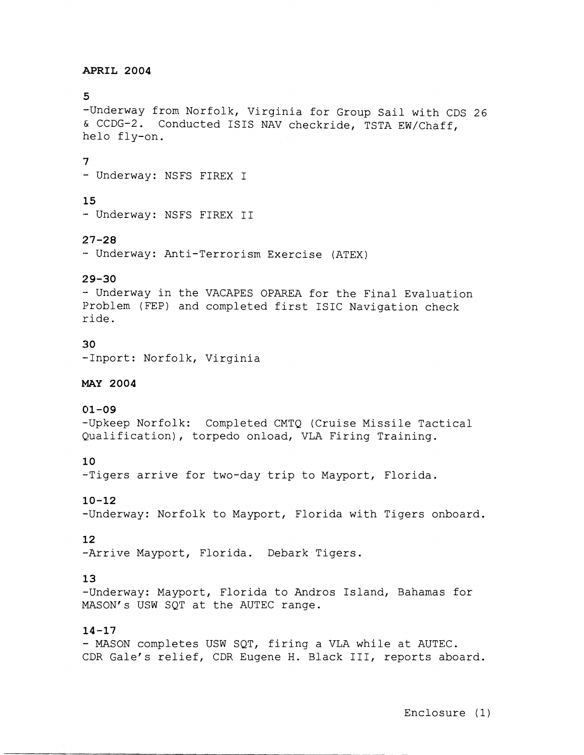**APRIL 2004**

**5**

-Underway from Norfolk, Virginia for Group Sail with CDS 26 & CCDG-2. Conducted ISIS NAV checkride, TSTA EW/Chaff, helo fly-on.

**7**

- Underway: NSFS FIREX I

**15**

- Underway: NSFS FIREX II

**27-28**

- Underway: Anti-Terrorism Exercise (ATEX)

**29-30**

- Underway in the VACAPES OPAREA for the Final Evaluation Problem (FEP) and completed first ISIC Navigation check ride.

**30**

-Inport: Norfolk, Virginia

**MAY 2004**

**01-09**

-Upkeep Norfolk: Completed CMTQ (Cruise Missile Tactical Qualification), torpedo onload, VLA Firing Training.

**10**

-Tigers arrive for two-day trip to Mayport, Florida.

**10-12**

-Underway: Norfolk to Mayport, Florida with Tigers onboard.

**12**

-Arrive Mayport, Florida. Debark Tigers.

**13**

-Underway: Mayport, Florida to Andros Island, Bahamas for MASON's USW SQT at the AUTEC range.

**14-17**

- MASON completes USW SQT, firing a VLA while at AUTEC. CDR Gale's relief, CDR Eugene H. Black III, reports aboard.

Enclosure (1)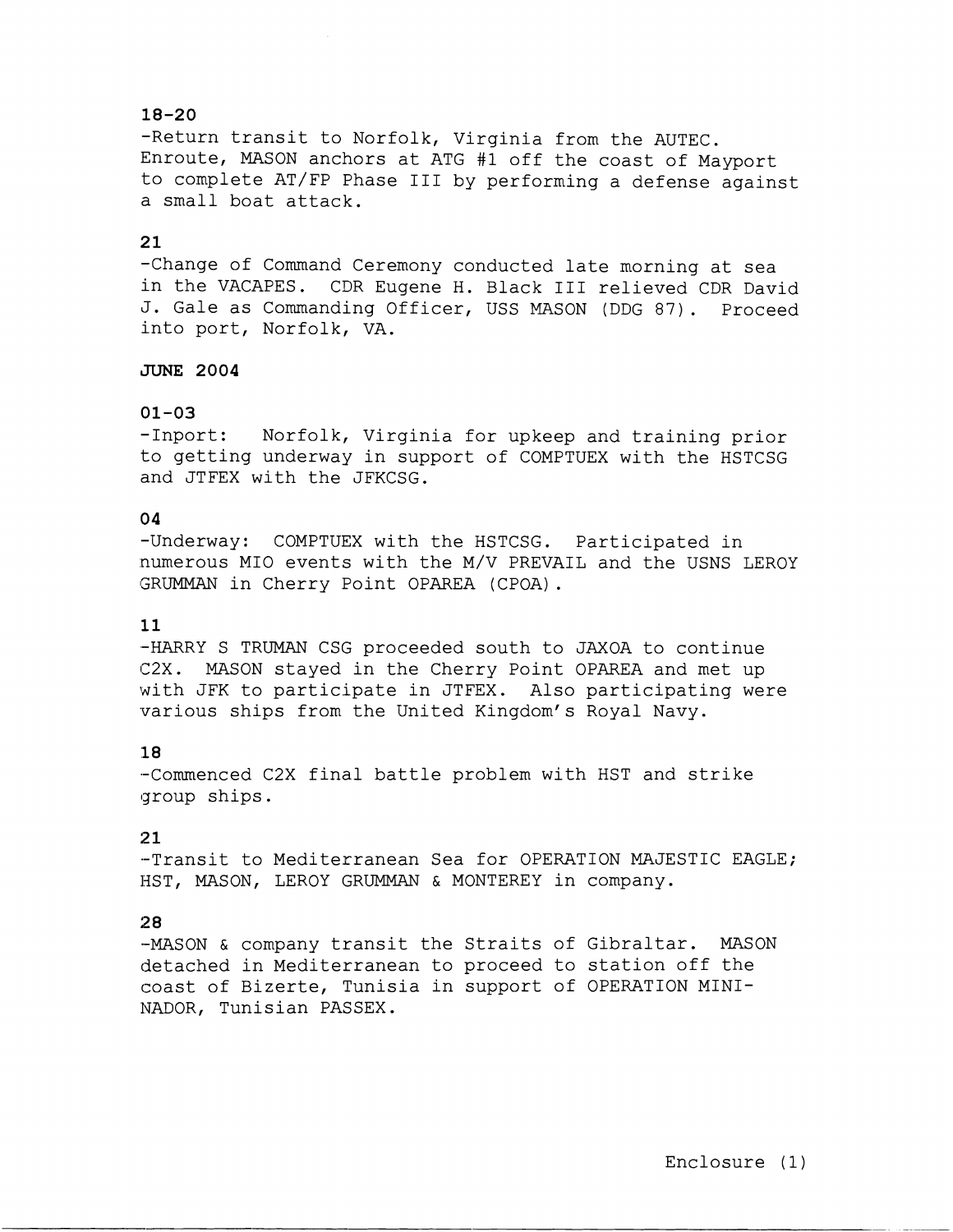**18-20**

-Return transit to Norfolk, Virginia from the AUTEC. Enroute, MASON anchors at ATG #1 off the coast of Mayport to complete AT/FP Phase III by performing a defense against a small boat attack.

**21**

-Change of Command Ceremony conducted late morning at sea in the VACAPES. CDR Eugene H. Black III relieved CDR David J. Gale as Commanding Officer, USS MASON (DDG 87). Proceed into port, Norfolk, VA.

**JUNE 2004**

**01-03**

-Inport: Norfolk, Virginia for upkeep and training prior to getting underway in support of COMPTUEX with the HSTCSG and JTFEX with the JFKCSG.

**04**

-Underway: COMPTUEX with the HSTCSG. Participated in numerous MIO events with the M/V PREVAIL and the USNS LEROY GRUMMAN in Cherry Point OPAREA (CPOA).

**11**

-HARRY S TRUMAN CSG proceeded south to JAXOA to continue C2X. MASON stayed in the Cherry Point OPAREA and met up with JFK to participate in JTFEX. Also participating were various ships from the United Kingdom's Royal Navy.

**18**

-Commenced C2X final battle problem with HST and strike group ships.

**21**

-Transit to Mediterranean Sea for OPERATION MAJESTIC EAGLE; HST, MASON, LEROY GRUMMAN & MONTEREY in company.

**28**

-MASON & company transit the Straits of Gibraltar. MASON detached in Mediterranean to proceed to station off the coast of Bizerte, Tunisia in support of OPERATION MINI-NADOR, Tunisian PASSEX.

Enclosure (1)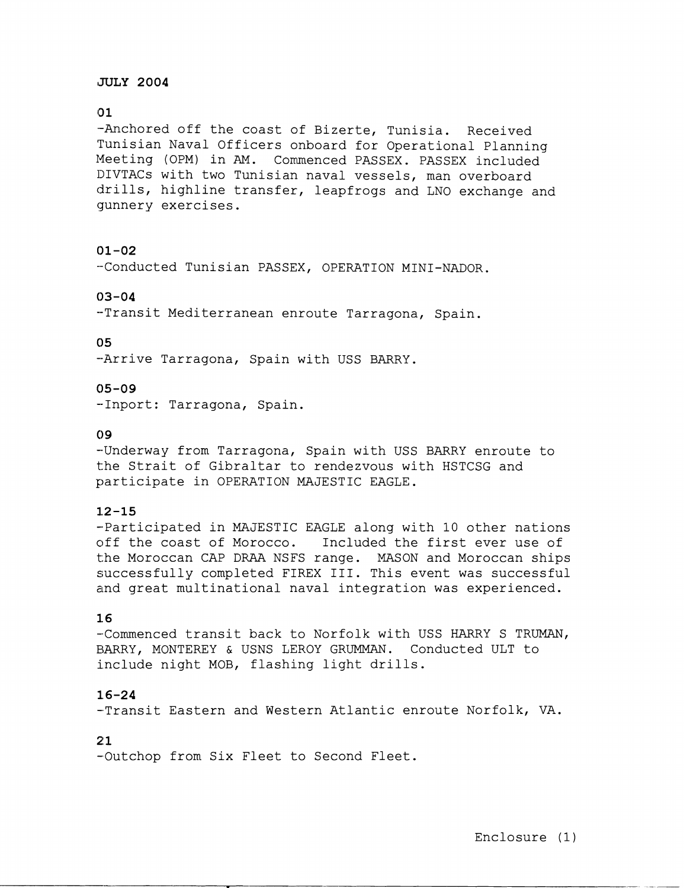**JULY 2004**

**01**

-Anchored off the coast of Bizerte, Tunisia. Received Tunisian Naval Officers onboard for Operational Planning Meeting (OPM) in AM. Commenced PASSEX. PASSEX included DIVTACs with two Tunisian naval vessels, man overboard drills, highline transfer, leapfrogs and LNO exchange and gunnery exercises.

**01-02**

-Conducted Tunisian PASSEX, OPERATION MINI-NADOR.

**03-04**

-Transit Mediterranean enroute Tarragona, Spain.

**05**

-Arrive Tarragona, Spain with USS BARRY.

**05-09**

-Inport: Tarragona, Spain.

**09**

-Underway from Tarragona, Spain with USS BARRY enroute to the Strait of Gibraltar to rendezvous with HSTCSG and participate in OPERATION MAJESTIC EAGLE.

**12-15**

-Participated in MAJESTIC EAGLE along with 10 other nations off the coast of Morocco. Included the first ever use of the Moroccan CAP DRAA NSFS range. MASON and Moroccan ships successfully completed FIREX III. This event was successful and great multinational naval integration was experienced.

**16**

-Commenced transit back to Norfolk with USS HARRY S TRUMAN, BARRY, MONTEREY & USNS LEROY GRUMMAN. Conducted ULT to include night MOB, flashing light drills.

**16-24**

-Transit Eastern and Western Atlantic enroute Norfolk, VA.

**21**

-Outchop from Six Fleet to Second Fleet.

Enclosure (1)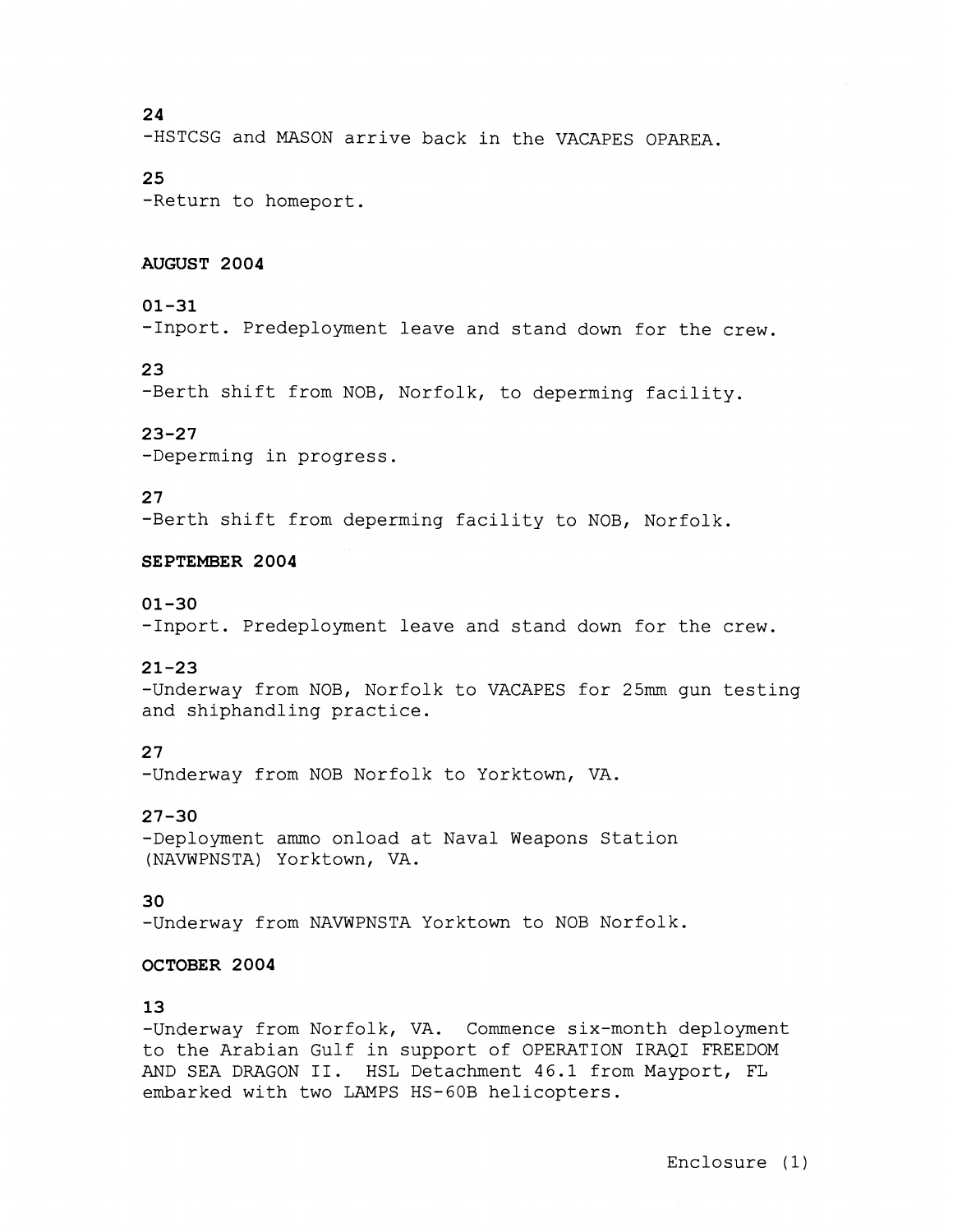**24**
-HSTCSG and MASON arrive back in the VACAPES OPAREA.

**25**
-Return to homeport.

**AUGUST 2004**

**01-31**
-Inport. Predeployment leave and stand down for the crew.

**23**
-Berth shift from NOB, Norfolk, to deperming facility.

**23-27**
-Deperming in progress.

**27**
-Berth shift from deperming facility to NOB, Norfolk.

**SEPTEMBER 2004**

**01-30**
-Inport. Predeployment leave and stand down for the crew.

**21-23**
-Underway from NOB, Norfolk to VACAPES for 25mm gun testing and shiphandling practice.

**27**
-Underway from NOB Norfolk to Yorktown, VA.

**27-30**
-Deployment ammo onload at Naval Weapons Station (NAVWPNSTA) Yorktown, VA.

**30**
-Underway from NAVWPNSTA Yorktown to NOB Norfolk.

**OCTOBER 2004**

**13**
-Underway from Norfolk, VA. Commence six-month deployment to the Arabian Gulf in support of OPERATION IRAQI FREEDOM AND SEA DRAGON II. HSL Detachment 46.1 from Mayport, FL embarked with two LAMPS HS-60B helicopters.

Enclosure (1)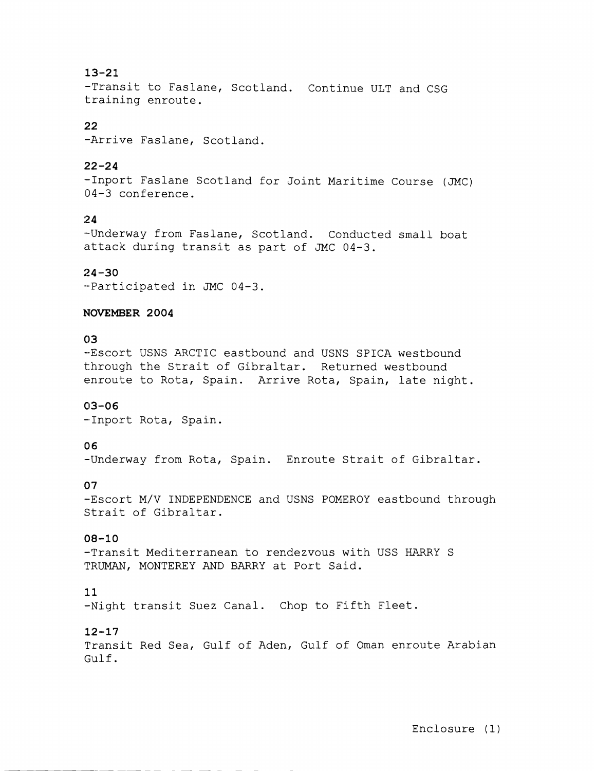**13-21**
-Transit to Faslane, Scotland. Continue ULT and CSG training enroute.

**22**
-Arrive Faslane, Scotland.

**22-24**
-Inport Faslane Scotland for Joint Maritime Course (JMC) 04-3 conference.

**24**
-Underway from Faslane, Scotland. Conducted small boat attack during transit as part of JMC 04-3.

**24-30**
-Participated in JMC 04-3.

**NOVEMBER 2004**

**03**
-Escort USNS ARCTIC eastbound and USNS SPICA westbound through the Strait of Gibraltar. Returned westbound enroute to Rota, Spain. Arrive Rota, Spain, late night.

**03-06**
-Inport Rota, Spain.

**06**
-Underway from Rota, Spain. Enroute Strait of Gibraltar.

**07**
-Escort M/V INDEPENDENCE and USNS POMEROY eastbound through Strait of Gibraltar.

**08-10**
-Transit Mediterranean to rendezvous with USS HARRY S TRUMAN, MONTEREY AND BARRY at Port Said.

**11**
-Night transit Suez Canal. Chop to Fifth Fleet.

**12-17**
Transit Red Sea, Gulf of Aden, Gulf of Oman enroute Arabian Gulf.

Enclosure (1)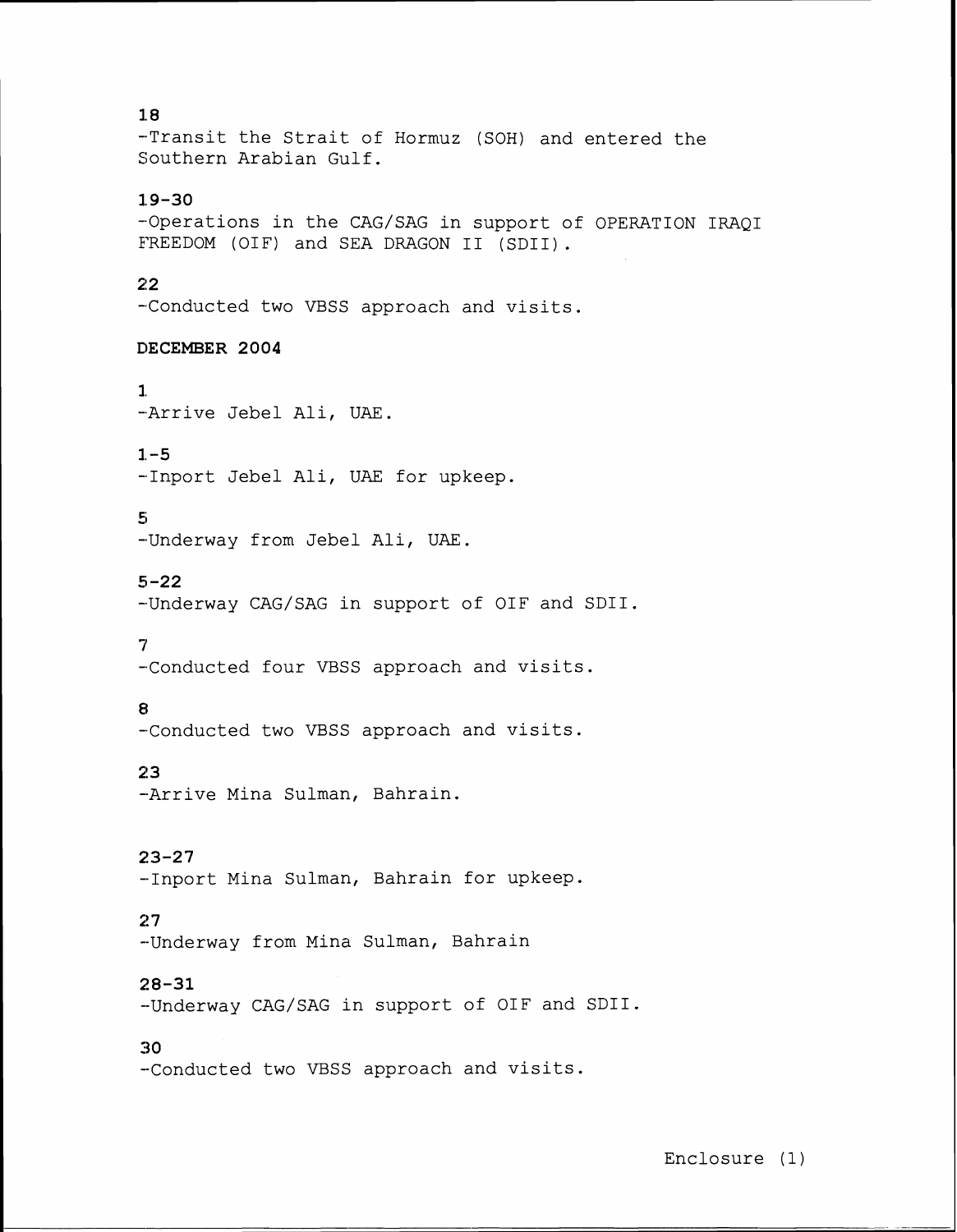**18**
-Transit the Strait of Hormuz (SOH) and entered the Southern Arabian Gulf.

**19-30**
-Operations in the CAG/SAG in support of OPERATION IRAQI FREEDOM (OIF) and SEA DRAGON II (SDII).

**22**
-Conducted two VBSS approach and visits.

**DECEMBER 2004**

**1**
-Arrive Jebel Ali, UAE.

**1-5**
-Inport Jebel Ali, UAE for upkeep.

**5**
-Underway from Jebel Ali, UAE.

**5-22**
-Underway CAG/SAG in support of OIF and SDII.

**7**
-Conducted four VBSS approach and visits.

**8**
-Conducted two VBSS approach and visits.

**23**
-Arrive Mina Sulman, Bahrain.

**23-27**
-Inport Mina Sulman, Bahrain for upkeep.

**27**
-Underway from Mina Sulman, Bahrain

**28-31**
-Underway CAG/SAG in support of OIF and SDII.

**30**
-Conducted two VBSS approach and visits.

Enclosure (1)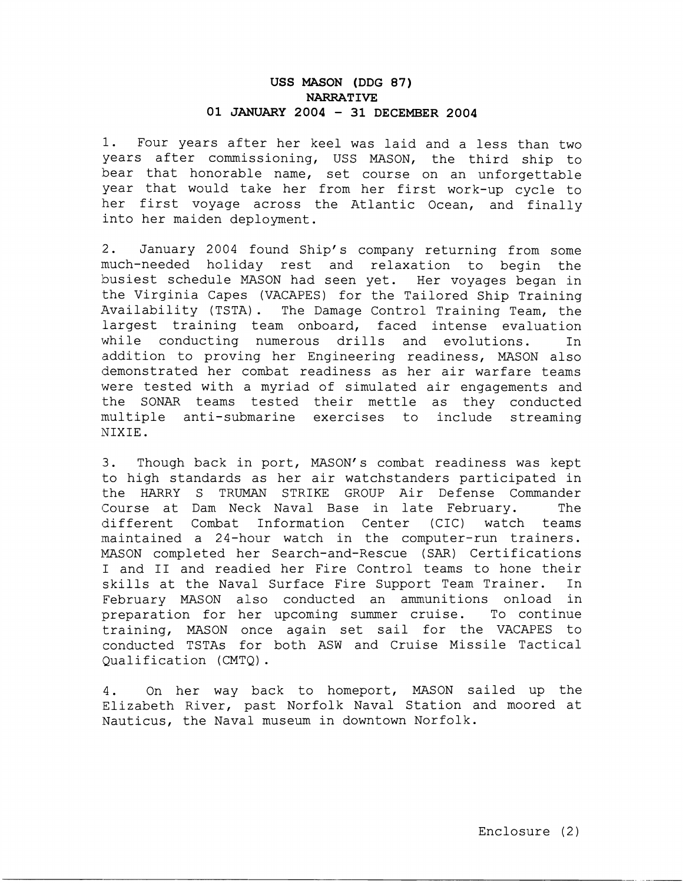**USS MASON (DDG 87)**
**NARRATIVE**
**01 JANUARY 2004 - 31 DECEMBER 2004**

1. Four years after her keel was laid and a less than two years after commissioning, USS MASON, the third ship to bear that honorable name, set course on an unforgettable year that would take her from her first work-up cycle to her first voyage across the Atlantic Ocean, and finally into her maiden deployment.

2. January 2004 found Ship's company returning from some much-needed holiday rest and relaxation to begin the busiest schedule MASON had seen yet. Her voyages began in the Virginia Capes (VACAPES) for the Tailored Ship Training Availability (TSTA). The Damage Control Training Team, the largest training team onboard, faced intense evaluation while conducting numerous drills and evolutions. In addition to proving her Engineering readiness, MASON also demonstrated her combat readiness as her air warfare teams were tested with a myriad of simulated air engagements and the SONAR teams tested their mettle as they conducted multiple anti-submarine exercises to include streaming NIXIE.

3. Though back in port, MASON's combat readiness was kept to high standards as her air watchstanders participated in the HARRY S TRUMAN STRIKE GROUP Air Defense Commander Course at Dam Neck Naval Base in late February. The different Combat Information Center (CIC) watch teams maintained a 24-hour watch in the computer-run trainers. MASON completed her Search-and-Rescue (SAR) Certifications I and II and readied her Fire Control teams to hone their skills at the Naval Surface Fire Support Team Trainer. In February MASON also conducted an ammunitions onload in preparation for her upcoming summer cruise. To continue training, MASON once again set sail for the VACAPES to conducted TSTAs for both ASW and Cruise Missile Tactical Qualification (CMTQ).

4. On her way back to homeport, MASON sailed up the Elizabeth River, past Norfolk Naval Station and moored at Nauticus, the Naval museum in downtown Norfolk.

Enclosure (2)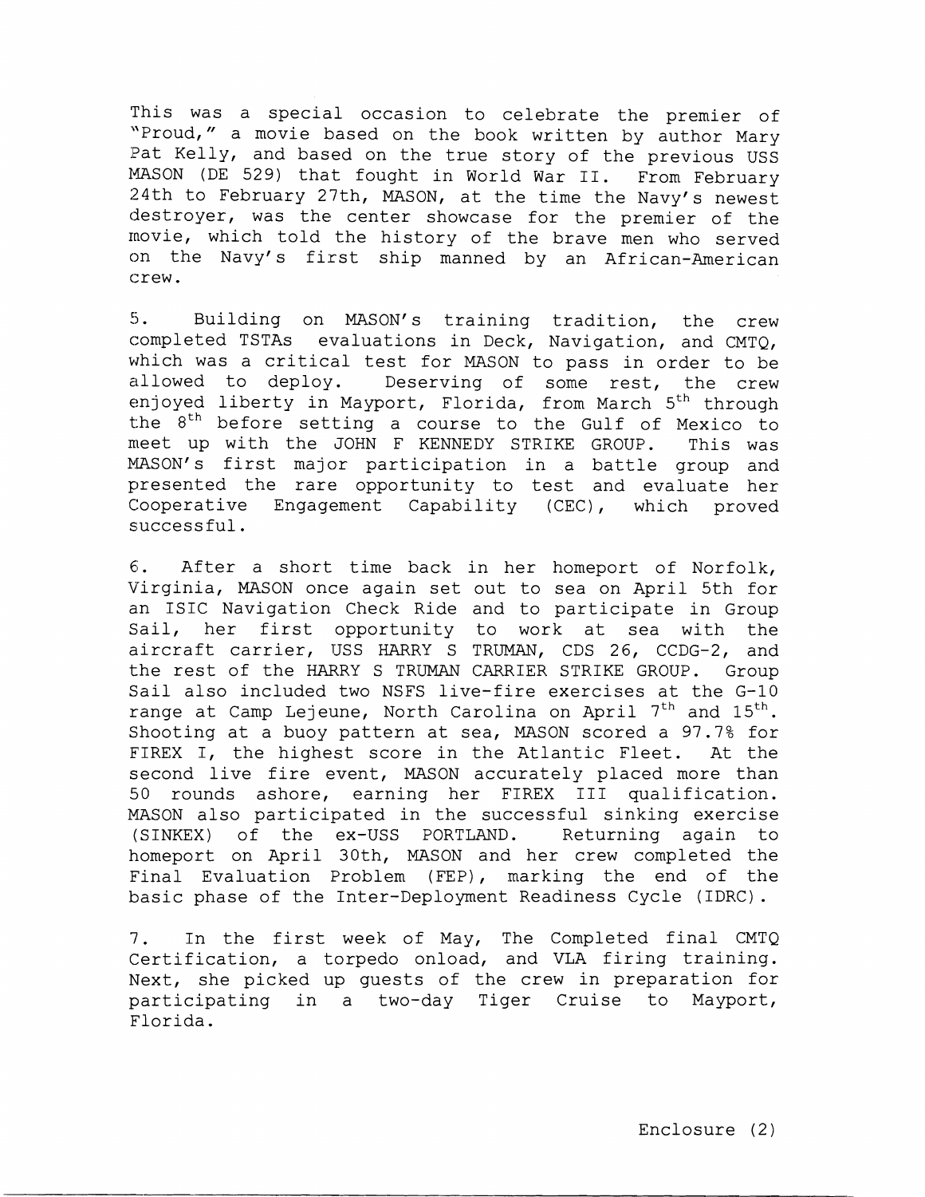This was a special occasion to celebrate the premier of "Proud," a movie based on the book written by author Mary Pat Kelly, and based on the true story of the previous USS MASON (DE 529) that fought in World War II. From February 24th to February 27th, MASON, at the time the Navy's newest destroyer, was the center showcase for the premier of the movie, which told the history of the brave men who served on the Navy's first ship manned by an African-American crew.

5. Building on MASON's training tradition, the crew completed TSTAs evaluations in Deck, Navigation, and CMTQ, which was a critical test for MASON to pass in order to be allowed to deploy. Deserving of some rest, the crew enjoyed liberty in Mayport, Florida, from March 5th through the 8th before setting a course to the Gulf of Mexico to meet up with the JOHN F KENNEDY STRIKE GROUP. This was MASON's first major participation in a battle group and presented the rare opportunity to test and evaluate her Cooperative Engagement Capability (CEC), which proved successful.

6. After a short time back in her homeport of Norfolk, Virginia, MASON once again set out to sea on April 5th for an ISIC Navigation Check Ride and to participate in Group Sail, her first opportunity to work at sea with the aircraft carrier, USS HARRY S TRUMAN, CDS 26, CCDG-2, and the rest of the HARRY S TRUMAN CARRIER STRIKE GROUP. Group Sail also included two NSFS live-fire exercises at the G-10 range at Camp Lejeune, North Carolina on April 7th and 15th. Shooting at a buoy pattern at sea, MASON scored a 97.7% for FIREX I, the highest score in the Atlantic Fleet. At the second live fire event, MASON accurately placed more than 50 rounds ashore, earning her FIREX III qualification. MASON also participated in the successful sinking exercise (SINKEX) of the ex-USS PORTLAND. Returning again to homeport on April 30th, MASON and her crew completed the Final Evaluation Problem (FEP), marking the end of the basic phase of the Inter-Deployment Readiness Cycle (IDRC).

7. In the first week of May, The Completed final CMTQ Certification, a torpedo onload, and VLA firing training. Next, she picked up guests of the crew in preparation for participating in a two-day Tiger Cruise to Mayport, Florida.

Enclosure (2)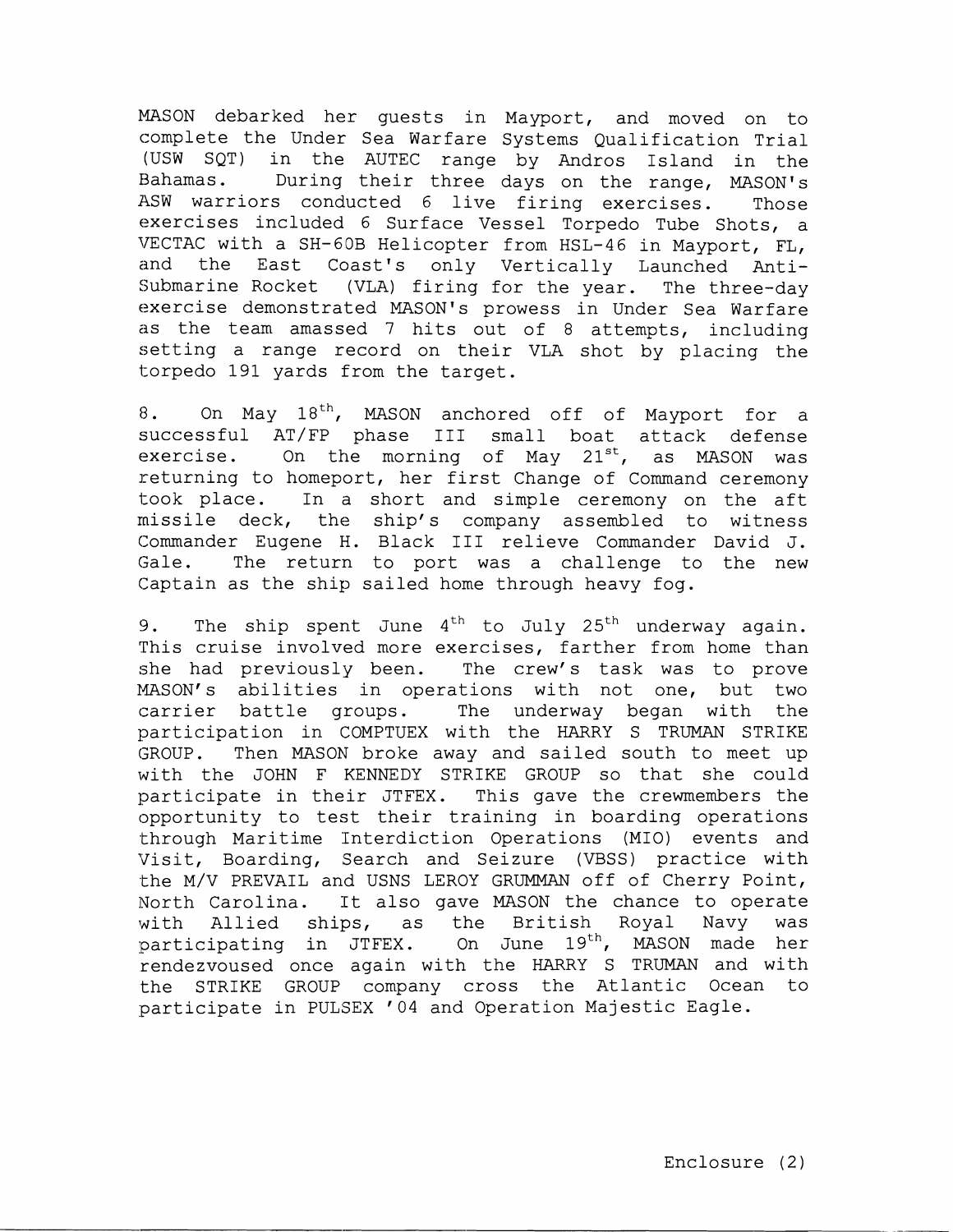MASON debarked her guests in Mayport, and moved on to complete the Under Sea Warfare Systems Qualification Trial (USW SQT) in the AUTEC range by Andros Island in the Bahamas. During their three days on the range, MASON's ASW warriors conducted 6 live firing exercises. Those exercises included 6 Surface Vessel Torpedo Tube Shots, a VECTAC with a SH-60B Helicopter from HSL-46 in Mayport, FL, and the East Coast's only Vertically Launched Anti-Submarine Rocket (VLA) firing for the year. The three-day exercise demonstrated MASON's prowess in Under Sea Warfare as the team amassed 7 hits out of 8 attempts, including setting a range record on their VLA shot by placing the torpedo 191 yards from the target.

8. On May 18th, MASON anchored off of Mayport for a successful AT/FP phase III small boat attack defense exercise. On the morning of May 21st, as MASON was returning to homeport, her first Change of Command ceremony took place. In a short and simple ceremony on the aft missile deck, the ship's company assembled to witness Commander Eugene H. Black III relieve Commander David J. Gale. The return to port was a challenge to the new Captain as the ship sailed home through heavy fog.

9. The ship spent June 4th to July 25th underway again. This cruise involved more exercises, farther from home than she had previously been. The crew's task was to prove MASON's abilities in operations with not one, but two carrier battle groups. The underway began with the participation in COMPTUEX with the HARRY S TRUMAN STRIKE GROUP. Then MASON broke away and sailed south to meet up with the JOHN F KENNEDY STRIKE GROUP so that she could participate in their JTFEX. This gave the crewmembers the opportunity to test their training in boarding operations through Maritime Interdiction Operations (MIO) events and Visit, Boarding, Search and Seizure (VBSS) practice with the M/V PREVAIL and USNS LEROY GRUMMAN off of Cherry Point, North Carolina. It also gave MASON the chance to operate with Allied ships, as the British Royal Navy was participating in JTFEX. On June 19th, MASON made her rendezvoused once again with the HARRY S TRUMAN and with the STRIKE GROUP company cross the Atlantic Ocean to participate in PULSEX '04 and Operation Majestic Eagle.

Enclosure (2)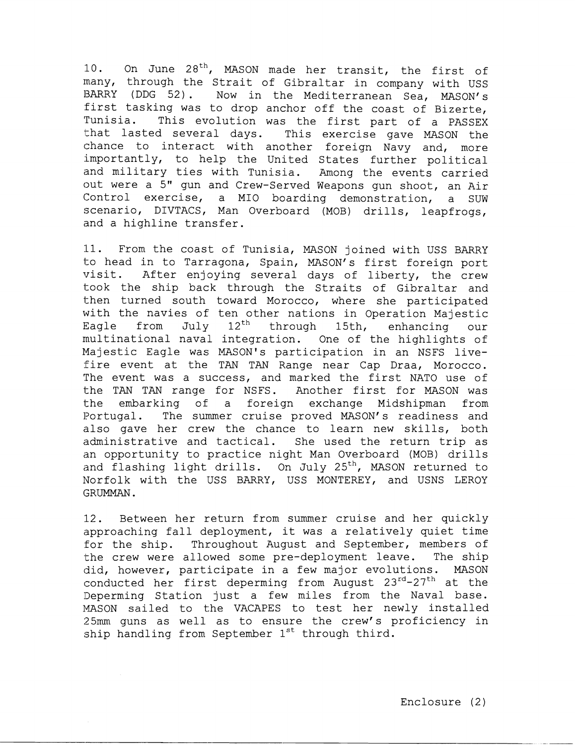10. On June 28th, MASON made her transit, the first of many, through the Strait of Gibraltar in company with USS BARRY (DDG 52). Now in the Mediterranean Sea, MASON's first tasking was to drop anchor off the coast of Bizerte, Tunisia. This evolution was the first part of a PASSEX that lasted several days. This exercise gave MASON the chance to interact with another foreign Navy and, more importantly, to help the United States further political and military ties with Tunisia. Among the events carried out were a 5" gun and Crew-Served Weapons gun shoot, an Air Control exercise, a MIO boarding demonstration, a SUW scenario, DIVTACS, Man Overboard (MOB) drills, leapfrogs, and a highline transfer.

11. From the coast of Tunisia, MASON joined with USS BARRY to head in to Tarragona, Spain, MASON's first foreign port visit. After enjoying several days of liberty, the crew took the ship back through the Straits of Gibraltar and then turned south toward Morocco, where she participated with the navies of ten other nations in Operation Majestic Eagle from July 12th through 15th, enhancing our multinational naval integration. One of the highlights of Majestic Eagle was MASON's participation in an NSFS live-fire event at the TAN TAN Range near Cap Draa, Morocco. The event was a success, and marked the first NATO use of the TAN TAN range for NSFS. Another first for MASON was the embarking of a foreign exchange Midshipman from Portugal. The summer cruise proved MASON's readiness and also gave her crew the chance to learn new skills, both administrative and tactical. She used the return trip as an opportunity to practice night Man Overboard (MOB) drills and flashing light drills. On July 25th, MASON returned to Norfolk with the USS BARRY, USS MONTEREY, and USNS LEROY GRUMMAN.

12. Between her return from summer cruise and her quickly approaching fall deployment, it was a relatively quiet time for the ship. Throughout August and September, members of the crew were allowed some pre-deployment leave. The ship did, however, participate in a few major evolutions. MASON conducted her first deperming from August 23rd-27th at the Deperming Station just a few miles from the Naval base. MASON sailed to the VACAPES to test her newly installed 25mm guns as well as to ensure the crew's proficiency in ship handling from September 1st through third.

Enclosure (2)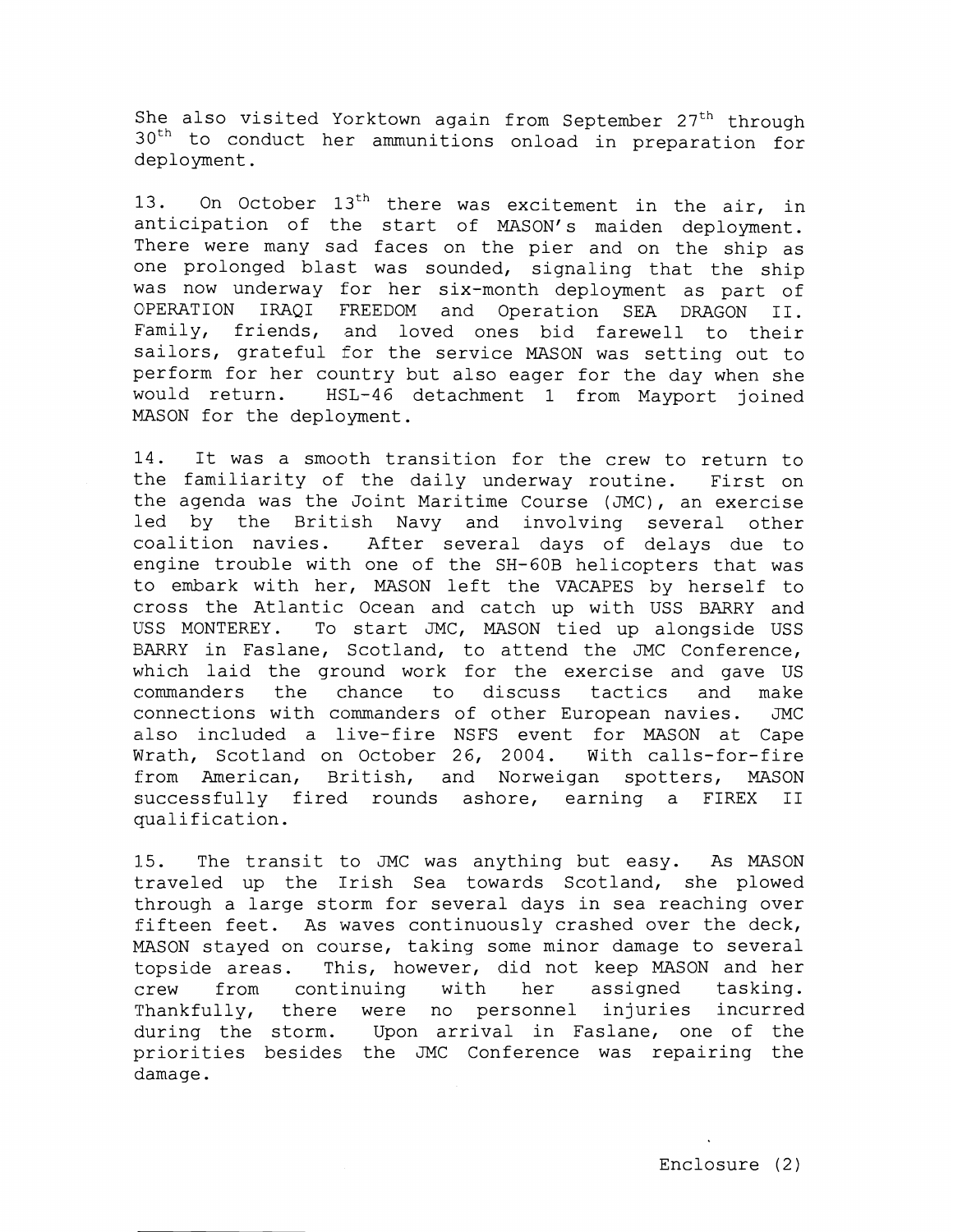She also visited Yorktown again from September 27th through 30th to conduct her ammunitions onload in preparation for deployment.

13. On October 13th there was excitement in the air, in anticipation of the start of MASON's maiden deployment. There were many sad faces on the pier and on the ship as one prolonged blast was sounded, signaling that the ship was now underway for her six-month deployment as part of OPERATION IRAQI FREEDOM and Operation SEA DRAGON II. Family, friends, and loved ones bid farewell to their sailors, grateful for the service MASON was setting out to perform for her country but also eager for the day when she would return. HSL-46 detachment 1 from Mayport joined MASON for the deployment.

14. It was a smooth transition for the crew to return to the familiarity of the daily underway routine. First on the agenda was the Joint Maritime Course (JMC), an exercise led by the British Navy and involving several other coalition navies. After several days of delays due to engine trouble with one of the SH-60B helicopters that was to embark with her, MASON left the VACAPES by herself to cross the Atlantic Ocean and catch up with USS BARRY and USS MONTEREY. To start JMC, MASON tied up alongside USS BARRY in Faslane, Scotland, to attend the JMC Conference, which laid the ground work for the exercise and gave US commanders the chance to discuss tactics and make connections with commanders of other European navies. JMC also included a live-fire NSFS event for MASON at Cape Wrath, Scotland on October 26, 2004. With calls-for-fire from American, British, and Norweigan spotters, MASON successfully fired rounds ashore, earning a FIREX II qualification.

15. The transit to JMC was anything but easy. As MASON traveled up the Irish Sea towards Scotland, she plowed through a large storm for several days in sea reaching over fifteen feet. As waves continuously crashed over the deck, MASON stayed on course, taking some minor damage to several topside areas. This, however, did not keep MASON and her crew from continuing with her assigned tasking. Thankfully, there were no personnel injuries incurred during the storm. Upon arrival in Faslane, one of the priorities besides the JMC Conference was repairing the damage.

Enclosure (2)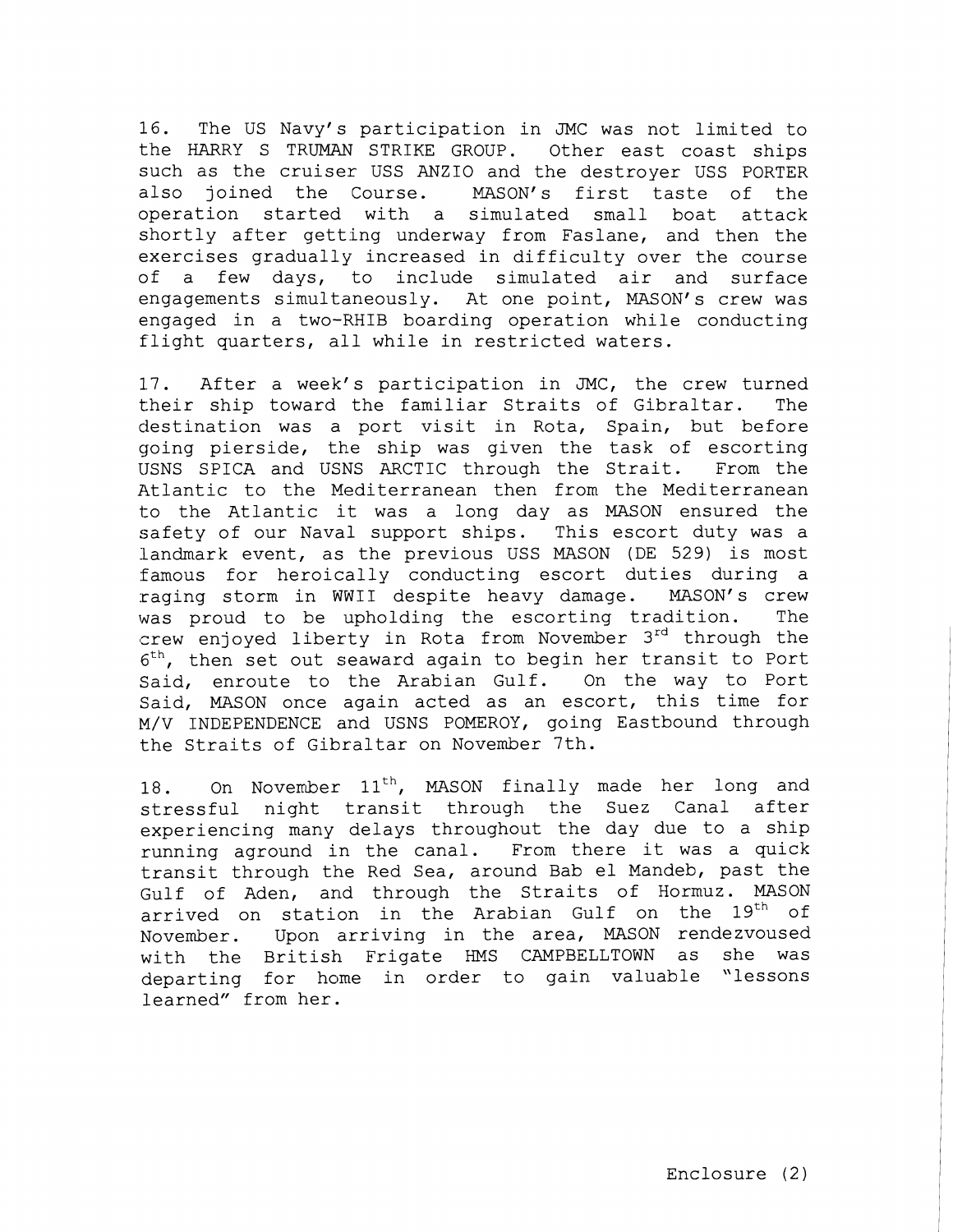16. The US Navy's participation in JMC was not limited to the HARRY S TRUMAN STRIKE GROUP. Other east coast ships such as the cruiser USS ANZIO and the destroyer USS PORTER also joined the Course. MASON's first taste of the operation started with a simulated small boat attack shortly after getting underway from Faslane, and then the exercises gradually increased in difficulty over the course of a few days, to include simulated air and surface engagements simultaneously. At one point, MASON's crew was engaged in a two-RHIB boarding operation while conducting flight quarters, all while in restricted waters.

17. After a week's participation in JMC, the crew turned their ship toward the familiar Straits of Gibraltar. The destination was a port visit in Rota, Spain, but before going pierside, the ship was given the task of escorting USNS SPICA and USNS ARCTIC through the Strait. From the Atlantic to the Mediterranean then from the Mediterranean to the Atlantic it was a long day as MASON ensured the safety of our Naval support ships. This escort duty was a landmark event, as the previous USS MASON (DE 529) is most famous for heroically conducting escort duties during a raging storm in WWII despite heavy damage. MASON's crew was proud to be upholding the escorting tradition. The crew enjoyed liberty in Rota from November 3rd through the 6th, then set out seaward again to begin her transit to Port Said, enroute to the Arabian Gulf. On the way to Port Said, MASON once again acted as an escort, this time for M/V INDEPENDENCE and USNS POMEROY, going Eastbound through the Straits of Gibraltar on November 7th.

18. On November 11th, MASON finally made her long and stressful night transit through the Suez Canal after experiencing many delays throughout the day due to a ship running aground in the canal. From there it was a quick transit through the Red Sea, around Bab el Mandeb, past the Gulf of Aden, and through the Straits of Hormuz. MASON arrived on station in the Arabian Gulf on the 19th of November. Upon arriving in the area, MASON rendezvoused with the British Frigate HMS CAMPBELLTOWN as she was departing for home in order to gain valuable "lessons learned" from her.

Enclosure (2)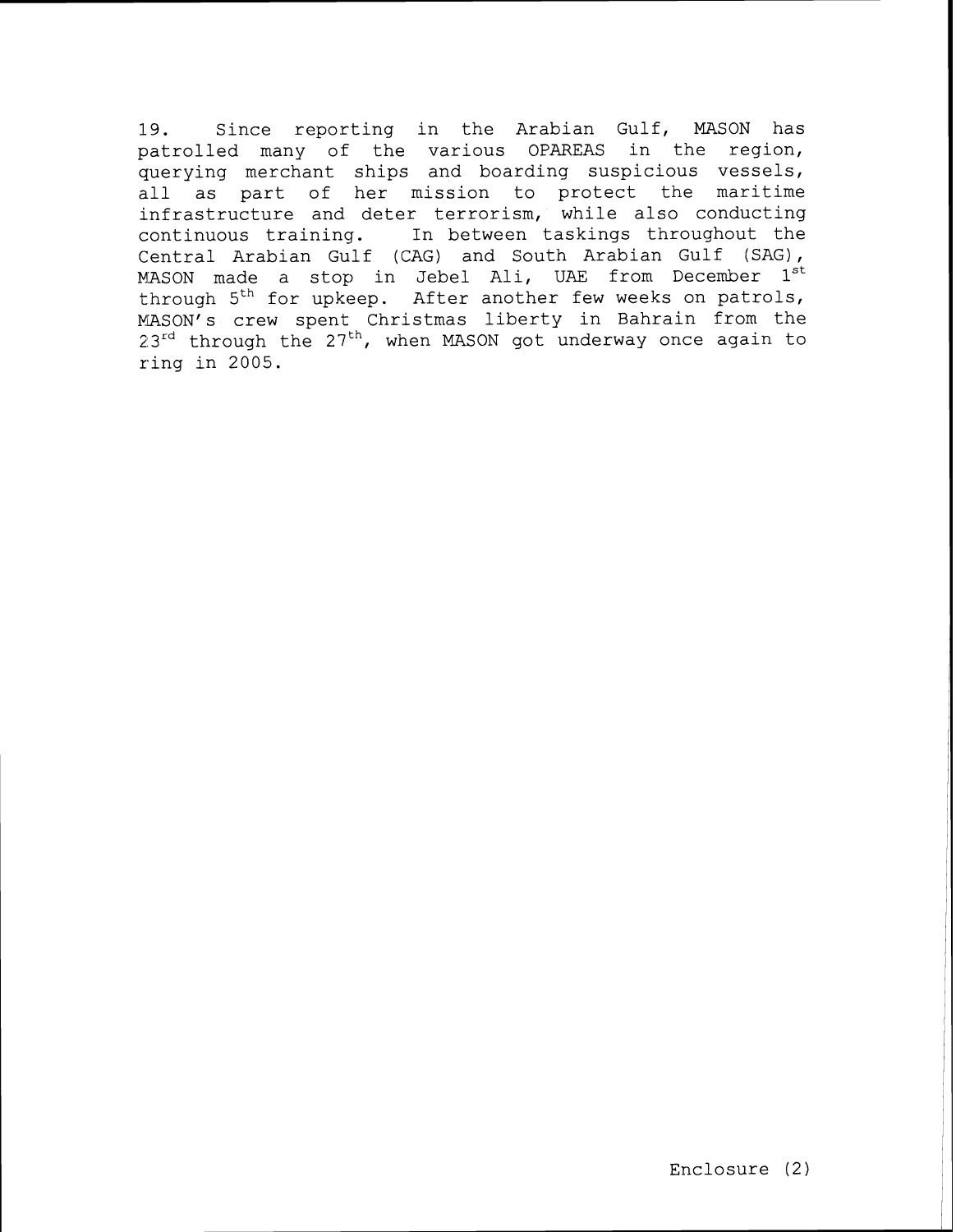19. Since reporting in the Arabian Gulf, MASON has patrolled many of the various OPAREAS in the region, querying merchant ships and boarding suspicious vessels, all as part of her mission to protect the maritime infrastructure and deter terrorism, while also conducting continuous training. In between taskings throughout the Central Arabian Gulf (CAG) and South Arabian Gulf (SAG), MASON made a stop in Jebel Ali, UAE from December 1st through 5th for upkeep. After another few weeks on patrols, MASON's crew spent Christmas liberty in Bahrain from the 23rd through the 27th, when MASON got underway once again to ring in 2005.

Enclosure (2)